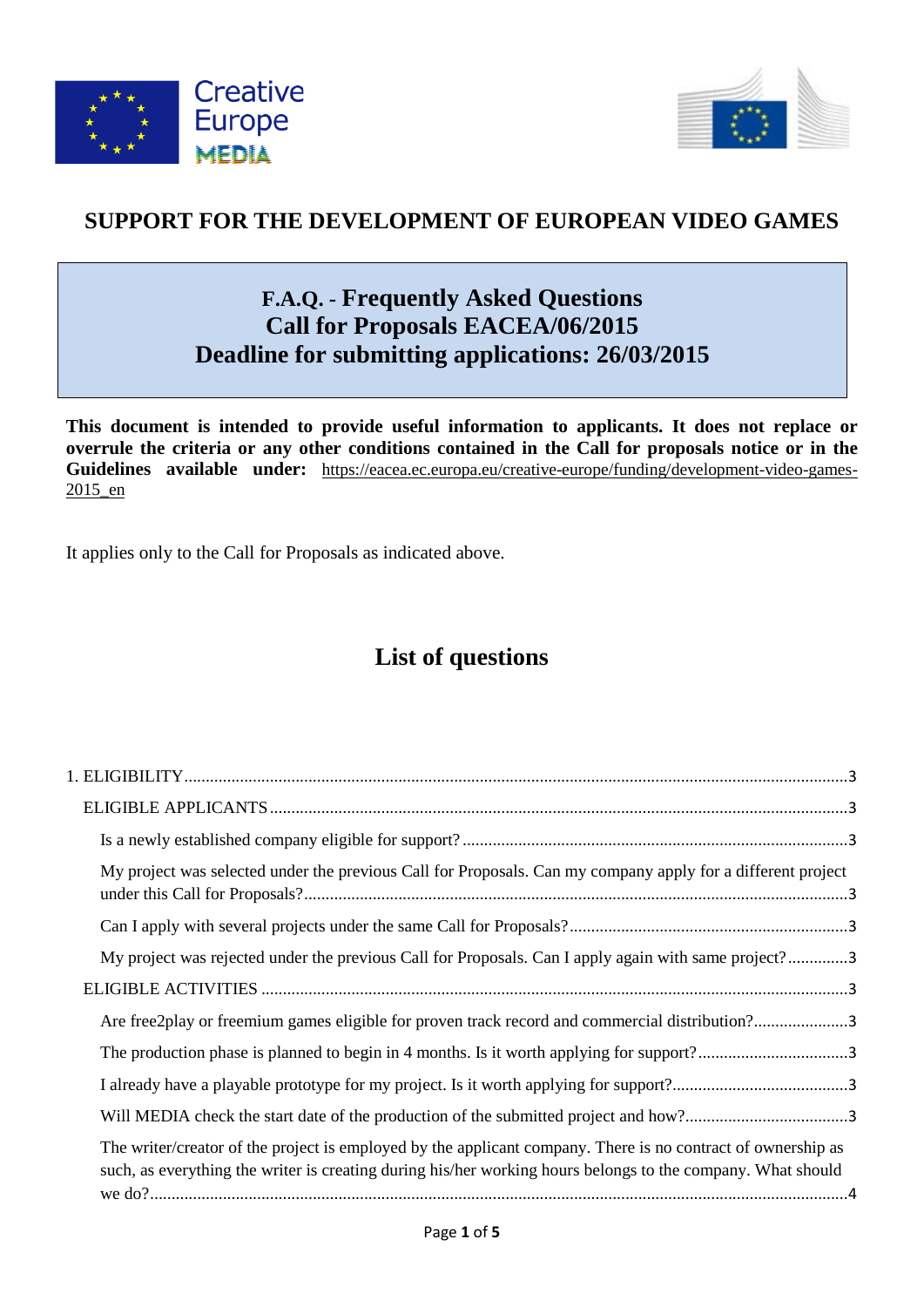# SUPPORT FOR THE DEVELOPMENT OF EUROPEAN VIDEO GAMES

## F.A.Q. - Frequently Asked Questions
## Call for Proposals EACEA/06/2015
## Deadline for submitting applications: 26/03/2015

**This document is intended to provide useful information to applicants. It does not replace or overrule the criteria or any other conditions contained in the Call for proposals notice or in the Guidelines available under:** https://eacea.ec.europa.eu/creative-europe/funding/development-video-games-2015_en

It applies only to the Call for Proposals as indicated above.

## List of questions

1. ELIGIBILITY ..... 3
   - ELIGIBLE APPLICANTS ..... 3
     - Is a newly established company eligible for support? ..... 3
     - My project was selected under the previous Call for Proposals. Can my company apply for a different project under this Call for Proposals? ..... 3
     - Can I apply with several projects under the same Call for Proposals? ..... 3
     - My project was rejected under the previous Call for Proposals. Can I apply again with same project? ..... 3
   - ELIGIBLE ACTIVITIES ..... 3
     - Are free2play or freemium games eligible for proven track record and commercial distribution? ..... 3
     - The production phase is planned to begin in 4 months. Is it worth applying for support? ..... 3
     - I already have a playable prototype for my project. Is it worth applying for support? ..... 3
     - Will MEDIA check the start date of the production of the submitted project and how? ..... 3
     - The writer/creator of the project is employed by the applicant company. There is no contract of ownership as such, as everything the writer is creating during his/her working hours belongs to the company. What should we do? ..... 4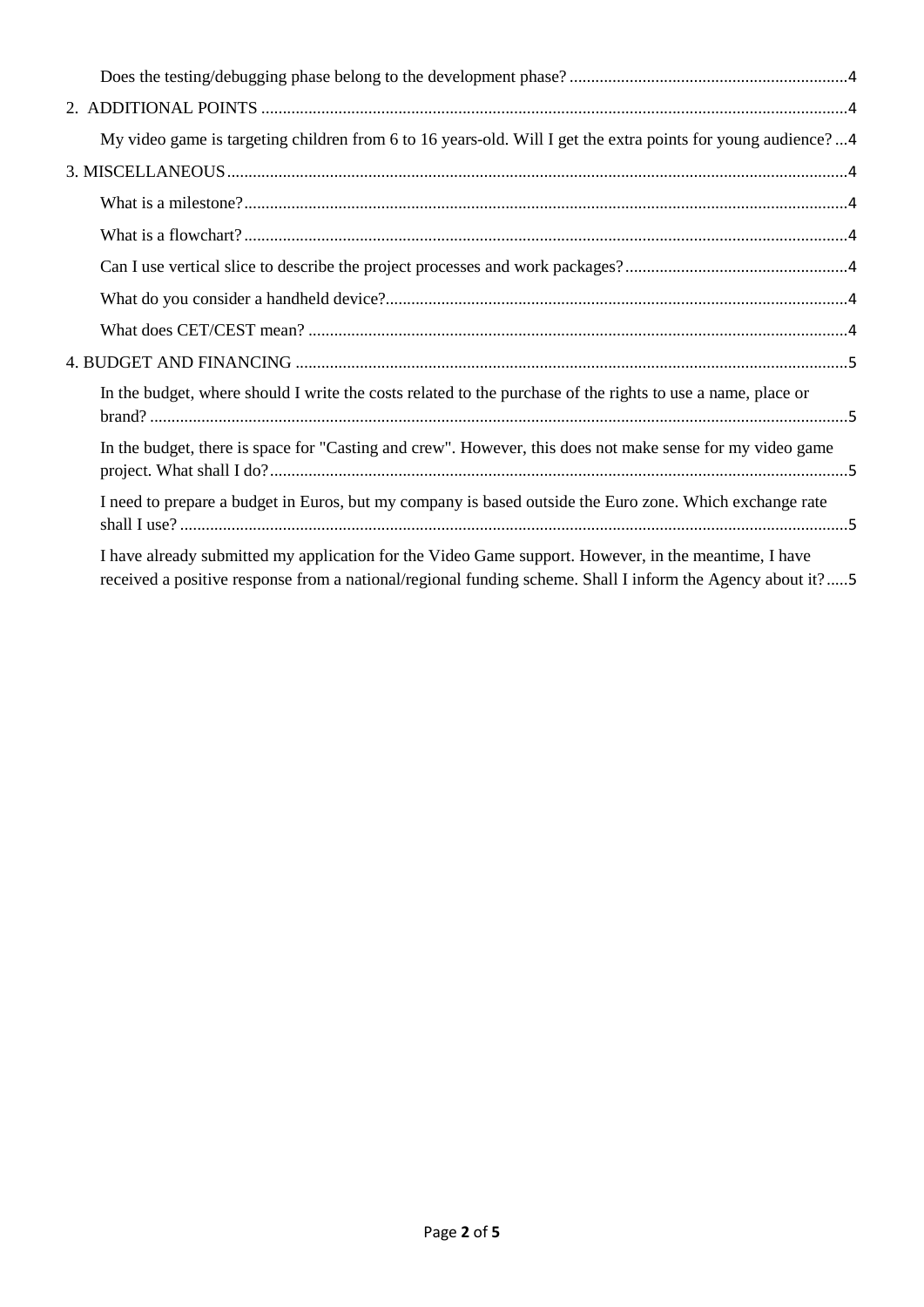Does the testing/debugging phase belong to the development phase? ....................................................................4

2. ADDITIONAL POINTS ....................................................................................................................................4

My video game is targeting children from 6 to 16 years-old. Will I get the extra points for young audience? ...4

3. MISCELLANEOUS .........................................................................................................................................4

What is a milestone? ..........................................................................................................................................4

What is a flowchart? ...........................................................................................................................................4

Can I use vertical slice to describe the project processes and work packages? ...................................................4

What do you consider a handheld device? ...........................................................................................................4

What does CET/CEST mean? ..............................................................................................................................4

4. BUDGET AND FINANCING ...........................................................................................................................5

In the budget, where should I write the costs related to the purchase of the rights to use a name, place or brand? ....................................................................................................................................................5

In the budget, there is space for "Casting and crew". However, this does not make sense for my video game project. What shall I do? ..........................................................................................................................5

I need to prepare a budget in Euros, but my company is based outside the Euro zone. Which exchange rate shall I use? .............................................................................................................................................5

I have already submitted my application for the Video Game support. However, in the meantime, I have received a positive response from a national/regional funding scheme. Shall I inform the Agency about it? .....5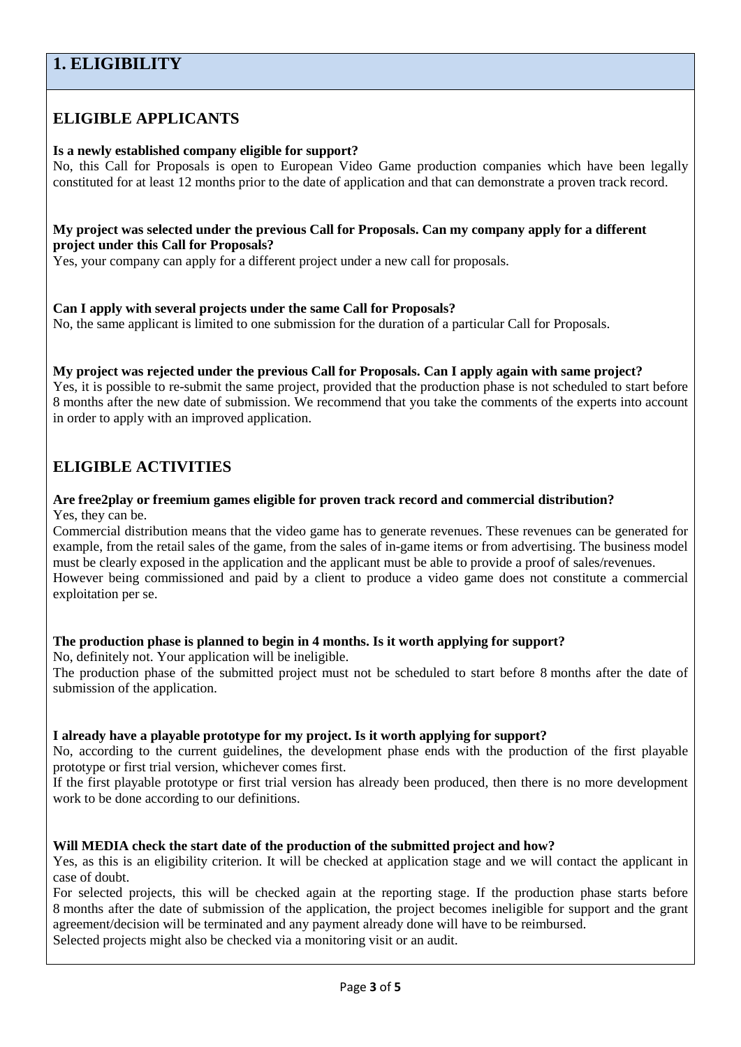# 1. ELIGIBILITY

## ELIGIBLE APPLICANTS

**Is a newly established company eligible for support?**

No, this Call for Proposals is open to European Video Game production companies which have been legally constituted for at least 12 months prior to the date of application and that can demonstrate a proven track record.

**My project was selected under the previous Call for Proposals. Can my company apply for a different project under this Call for Proposals?**

Yes, your company can apply for a different project under a new call for proposals.

**Can I apply with several projects under the same Call for Proposals?**

No, the same applicant is limited to one submission for the duration of a particular Call for Proposals.

**My project was rejected under the previous Call for Proposals. Can I apply again with same project?**

Yes, it is possible to re-submit the same project, provided that the production phase is not scheduled to start before 8 months after the new date of submission. We recommend that you take the comments of the experts into account in order to apply with an improved application.

## ELIGIBLE ACTIVITIES

**Are free2play or freemium games eligible for proven track record and commercial distribution?**

Yes, they can be.

Commercial distribution means that the video game has to generate revenues. These revenues can be generated for example, from the retail sales of the game, from the sales of in-game items or from advertising. The business model must be clearly exposed in the application and the applicant must be able to provide a proof of sales/revenues.

However being commissioned and paid by a client to produce a video game does not constitute a commercial exploitation per se.

**The production phase is planned to begin in 4 months. Is it worth applying for support?**

No, definitely not. Your application will be ineligible.

The production phase of the submitted project must not be scheduled to start before 8 months after the date of submission of the application.

**I already have a playable prototype for my project. Is it worth applying for support?**

No, according to the current guidelines, the development phase ends with the production of the first playable prototype or first trial version, whichever comes first.

If the first playable prototype or first trial version has already been produced, then there is no more development work to be done according to our definitions.

**Will MEDIA check the start date of the production of the submitted project and how?**

Yes, as this is an eligibility criterion. It will be checked at application stage and we will contact the applicant in case of doubt.

For selected projects, this will be checked again at the reporting stage. If the production phase starts before 8 months after the date of submission of the application, the project becomes ineligible for support and the grant agreement/decision will be terminated and any payment already done will have to be reimbursed.

Selected projects might also be checked via a monitoring visit or an audit.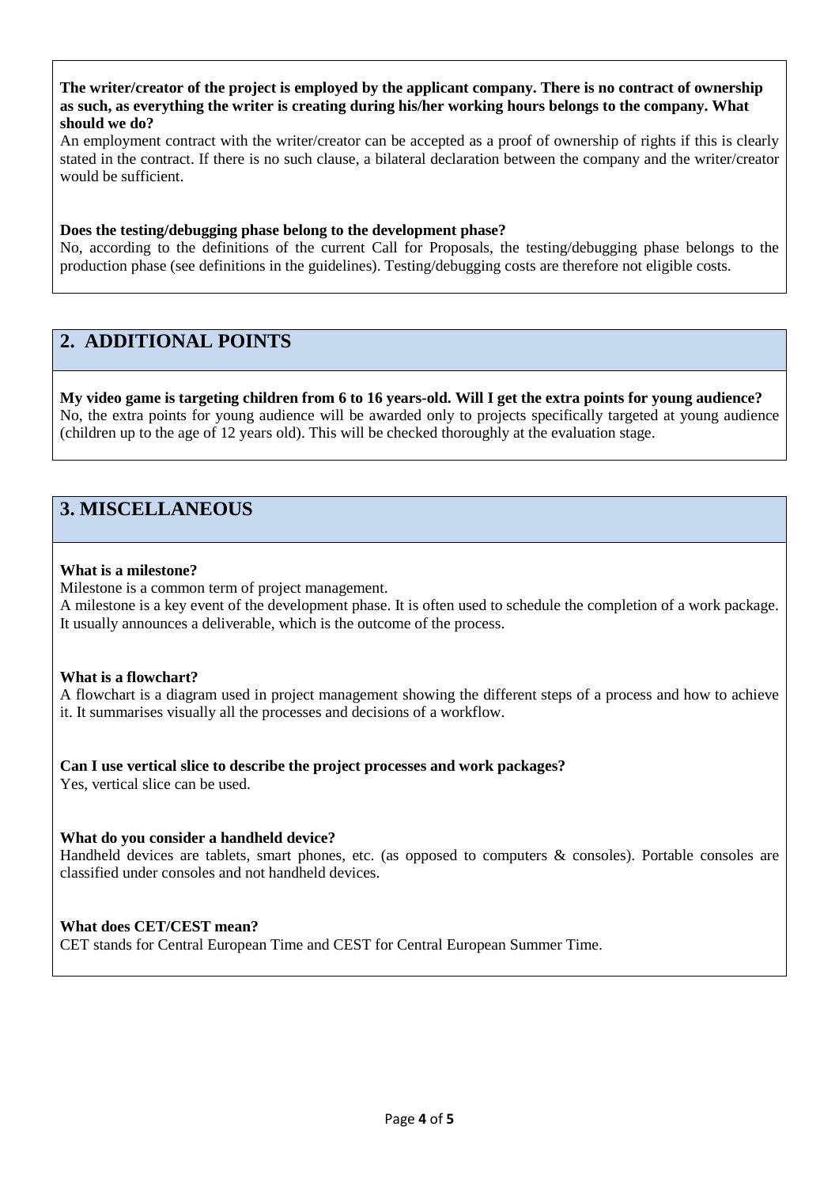**The writer/creator of the project is employed by the applicant company. There is no contract of ownership as such, as everything the writer is creating during his/her working hours belongs to the company. What should we do?**

An employment contract with the writer/creator can be accepted as a proof of ownership of rights if this is clearly stated in the contract. If there is no such clause, a bilateral declaration between the company and the writer/creator would be sufficient.

**Does the testing/debugging phase belong to the development phase?**

No, according to the definitions of the current Call for Proposals, the testing/debugging phase belongs to the production phase (see definitions in the guidelines). Testing/debugging costs are therefore not eligible costs.

## 2. ADDITIONAL POINTS

**My video game is targeting children from 6 to 16 years-old. Will I get the extra points for young audience?**

No, the extra points for young audience will be awarded only to projects specifically targeted at young audience (children up to the age of 12 years old). This will be checked thoroughly at the evaluation stage.

## 3. MISCELLANEOUS

**What is a milestone?**

Milestone is a common term of project management.

A milestone is a key event of the development phase. It is often used to schedule the completion of a work package. It usually announces a deliverable, which is the outcome of the process.

**What is a flowchart?**

A flowchart is a diagram used in project management showing the different steps of a process and how to achieve it. It summarises visually all the processes and decisions of a workflow.

**Can I use vertical slice to describe the project processes and work packages?**

Yes, vertical slice can be used.

**What do you consider a handheld device?**

Handheld devices are tablets, smart phones, etc. (as opposed to computers & consoles). Portable consoles are classified under consoles and not handheld devices.

**What does CET/CEST mean?**

CET stands for Central European Time and CEST for Central European Summer Time.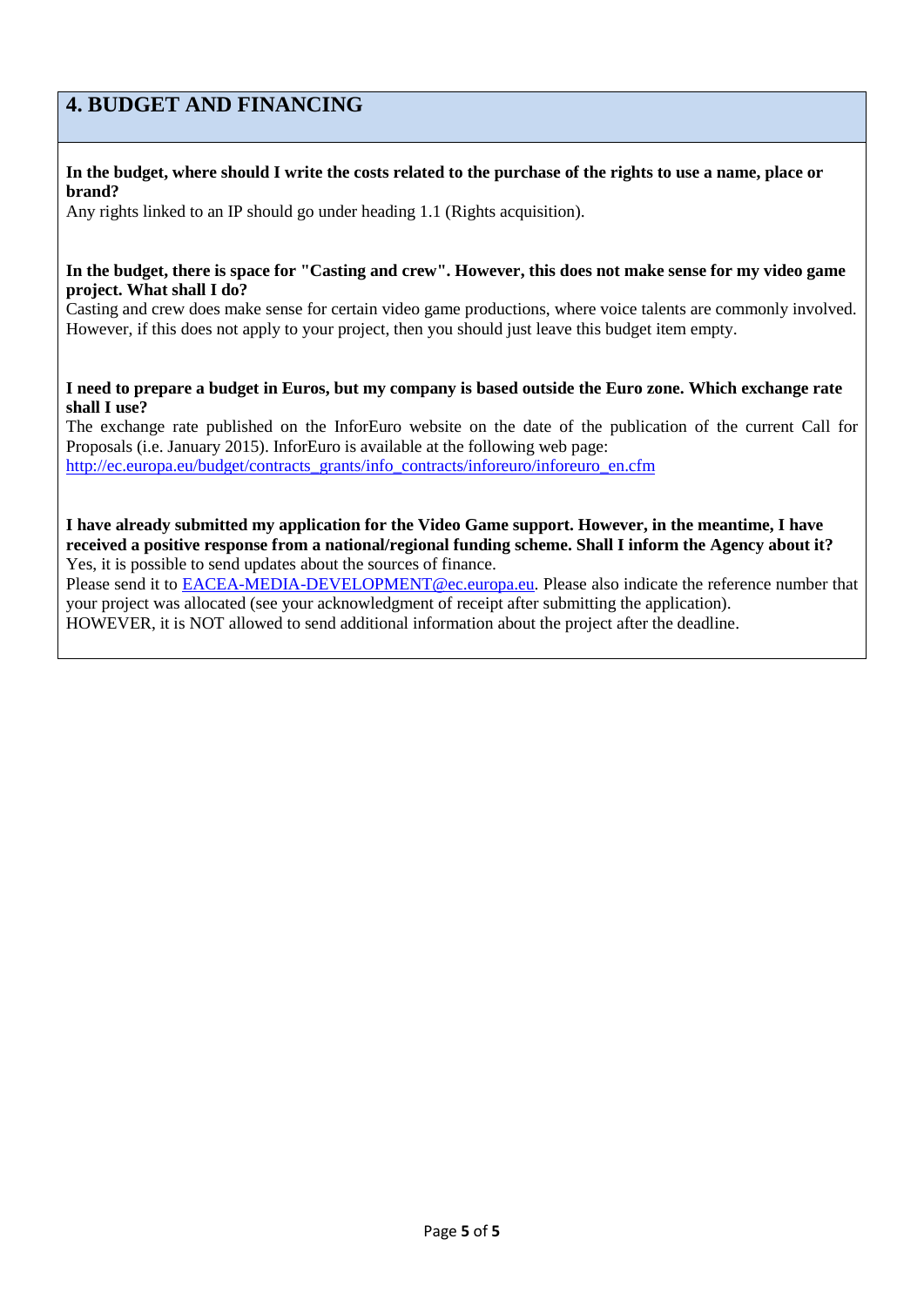## 4. BUDGET AND FINANCING

**In the budget, where should I write the costs related to the purchase of the rights to use a name, place or brand?**
Any rights linked to an IP should go under heading 1.1 (Rights acquisition).

**In the budget, there is space for "Casting and crew". However, this does not make sense for my video game project. What shall I do?**
Casting and crew does make sense for certain video game productions, where voice talents are commonly involved. However, if this does not apply to your project, then you should just leave this budget item empty.

**I need to prepare a budget in Euros, but my company is based outside the Euro zone. Which exchange rate shall I use?**
The exchange rate published on the InforEuro website on the date of the publication of the current Call for Proposals (i.e. January 2015). InforEuro is available at the following web page:
http://ec.europa.eu/budget/contracts_grants/info_contracts/inforeuro/inforeuro_en.cfm

**I have already submitted my application for the Video Game support. However, in the meantime, I have received a positive response from a national/regional funding scheme. Shall I inform the Agency about it?**
Yes, it is possible to send updates about the sources of finance.
Please send it to EACEA-MEDIA-DEVELOPMENT@ec.europa.eu. Please also indicate the reference number that your project was allocated (see your acknowledgment of receipt after submitting the application).
HOWEVER, it is NOT allowed to send additional information about the project after the deadline.